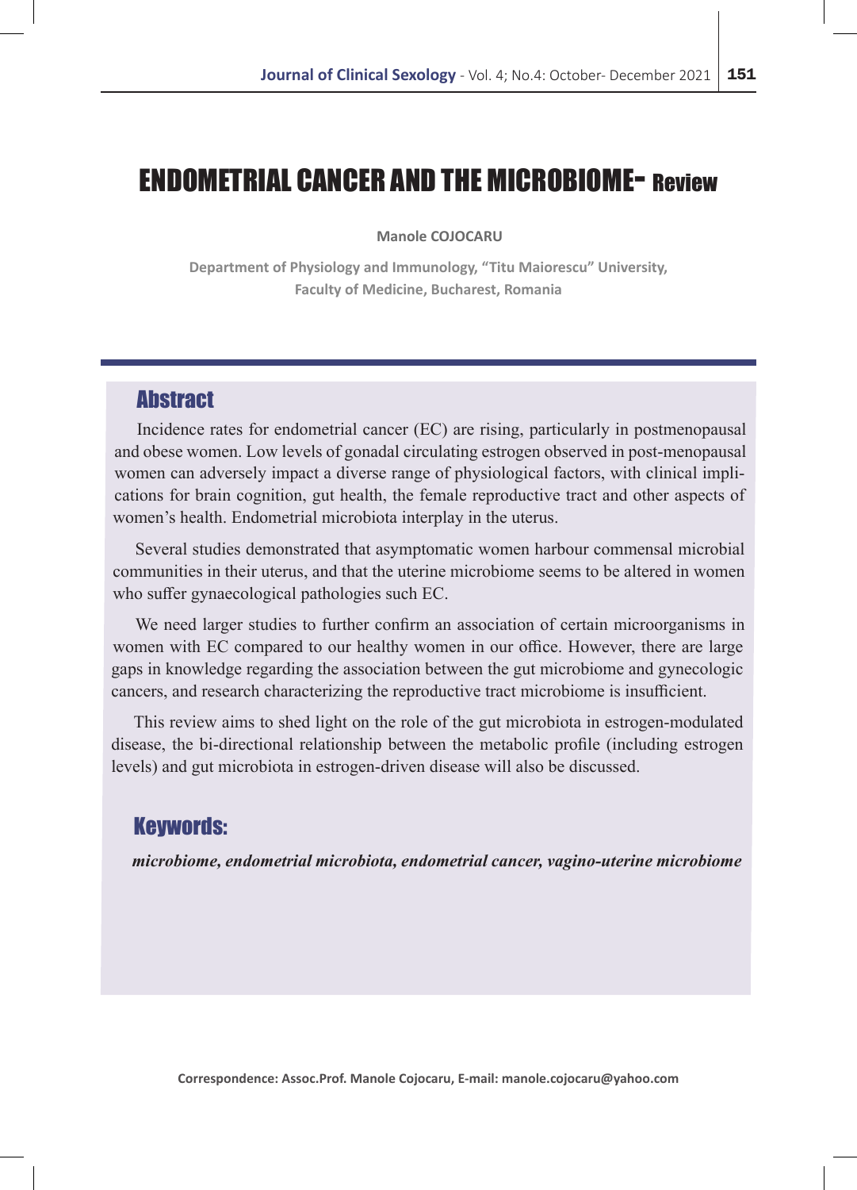# ENDOMETRIAL CANCER AND THE MICROBIOME- Review

**Manole COJOCARU**

**Department of Physiology and Immunology, "Titu Maiorescu" University, Faculty of Medicine, Bucharest, Romania**

## Abstract

Incidence rates for endometrial cancer (EC) are rising, particularly in postmenopausal and obese women. Low levels of gonadal circulating estrogen observed in post-menopausal women can adversely impact a diverse range of physiological factors, with clinical implications for brain cognition, gut health, the female reproductive tract and other aspects of women's health. Endometrial microbiota interplay in the uterus.

Several studies demonstrated that asymptomatic women harbour commensal microbial communities in their uterus, and that the uterine microbiome seems to be altered in women who suffer gynaecological pathologies such EC.

We need larger studies to further confirm an association of certain microorganisms in women with EC compared to our healthy women in our office. However, there are large gaps in knowledge regarding the association between the gut microbiome and gynecologic cancers, and research characterizing the reproductive tract microbiome is insufficient.

This review aims to shed light on the role of the gut microbiota in estrogen-modulated disease, the bi-directional relationship between the metabolic profile (including estrogen levels) and gut microbiota in estrogen-driven disease will also be discussed.

## Keywords:

***microbiome, endometrial microbiota, endometrial cancer, vagino-uterine microbiome***

**Correspondence: Assoc.Prof. Manole Cojocaru, E-mail: manole.cojocaru@yahoo.com**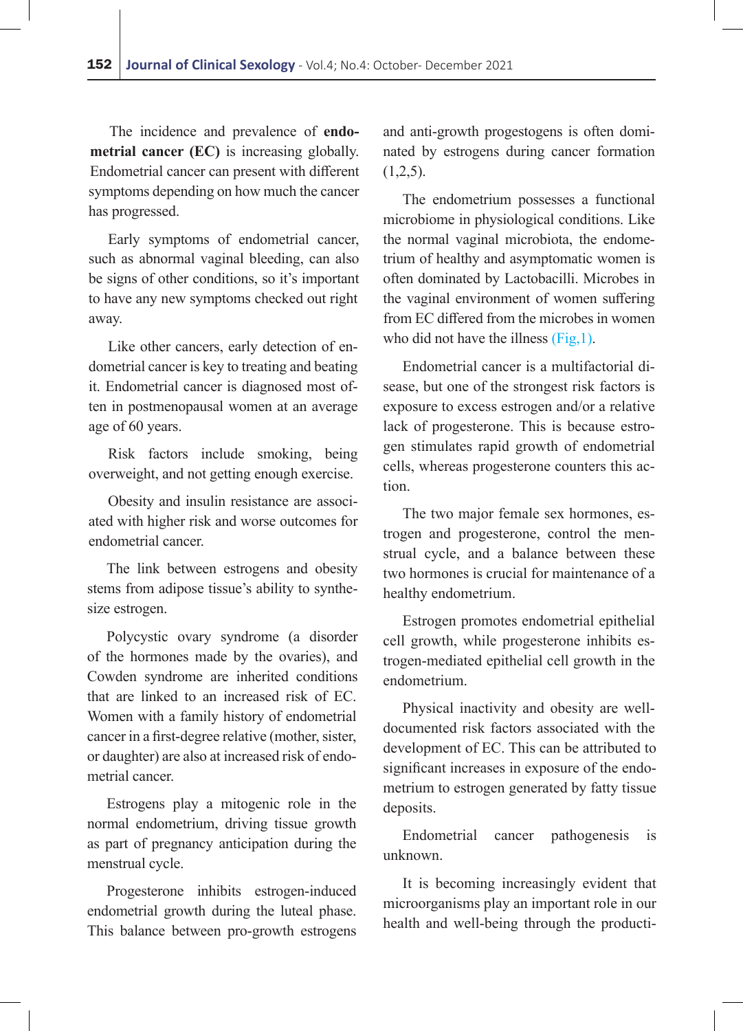The incidence and prevalence of **endometrial cancer (EC)** is increasing globally. Endometrial cancer can present with different symptoms depending on how much the cancer has progressed.

Early symptoms of endometrial cancer, such as abnormal vaginal bleeding, can also be signs of other conditions, so it's important to have any new symptoms checked out right away.

Like other cancers, early detection of endometrial cancer is key to treating and beating it. Endometrial cancer is diagnosed most often in postmenopausal women at an average age of 60 years.

Risk factors include smoking, being overweight, and not getting enough exercise.

Obesity and insulin resistance are associated with higher risk and worse outcomes for endometrial cancer.

The link between estrogens and obesity stems from adipose tissue's ability to synthesize estrogen.

Polycystic ovary syndrome (a disorder of the hormones made by the ovaries), and Cowden syndrome are inherited conditions that are linked to an increased risk of EC. Women with a family history of endometrial cancer in a first-degree relative (mother, sister, or daughter) are also at increased risk of endometrial cancer.

Estrogens play a mitogenic role in the normal endometrium, driving tissue growth as part of pregnancy anticipation during the menstrual cycle.

Progesterone inhibits estrogen-induced endometrial growth during the luteal phase. This balance between pro-growth estrogens and anti-growth progestogens is often dominated by estrogens during cancer formation (1,2,5).

The endometrium possesses a functional microbiome in physiological conditions. Like the normal vaginal microbiota, the endometrium of healthy and asymptomatic women is often dominated by Lactobacilli. Microbes in the vaginal environment of women suffering from EC differed from the microbes in women who did not have the illness (Fig,1).

Endometrial cancer is a multifactorial disease, but one of the strongest risk factors is exposure to excess estrogen and/or a relative lack of progesterone. This is because estrogen stimulates rapid growth of endometrial cells, whereas progesterone counters this action.

The two major female sex hormones, estrogen and progesterone, control the menstrual cycle, and a balance between these two hormones is crucial for maintenance of a healthy endometrium.

Estrogen promotes endometrial epithelial cell growth, while progesterone inhibits estrogen-mediated epithelial cell growth in the endometrium.

Physical inactivity and obesity are well-documented risk factors associated with the development of EC. This can be attributed to significant increases in exposure of the endometrium to estrogen generated by fatty tissue deposits.

Endometrial cancer pathogenesis is unknown.

It is becoming increasingly evident that microorganisms play an important role in our health and well-being through the producti-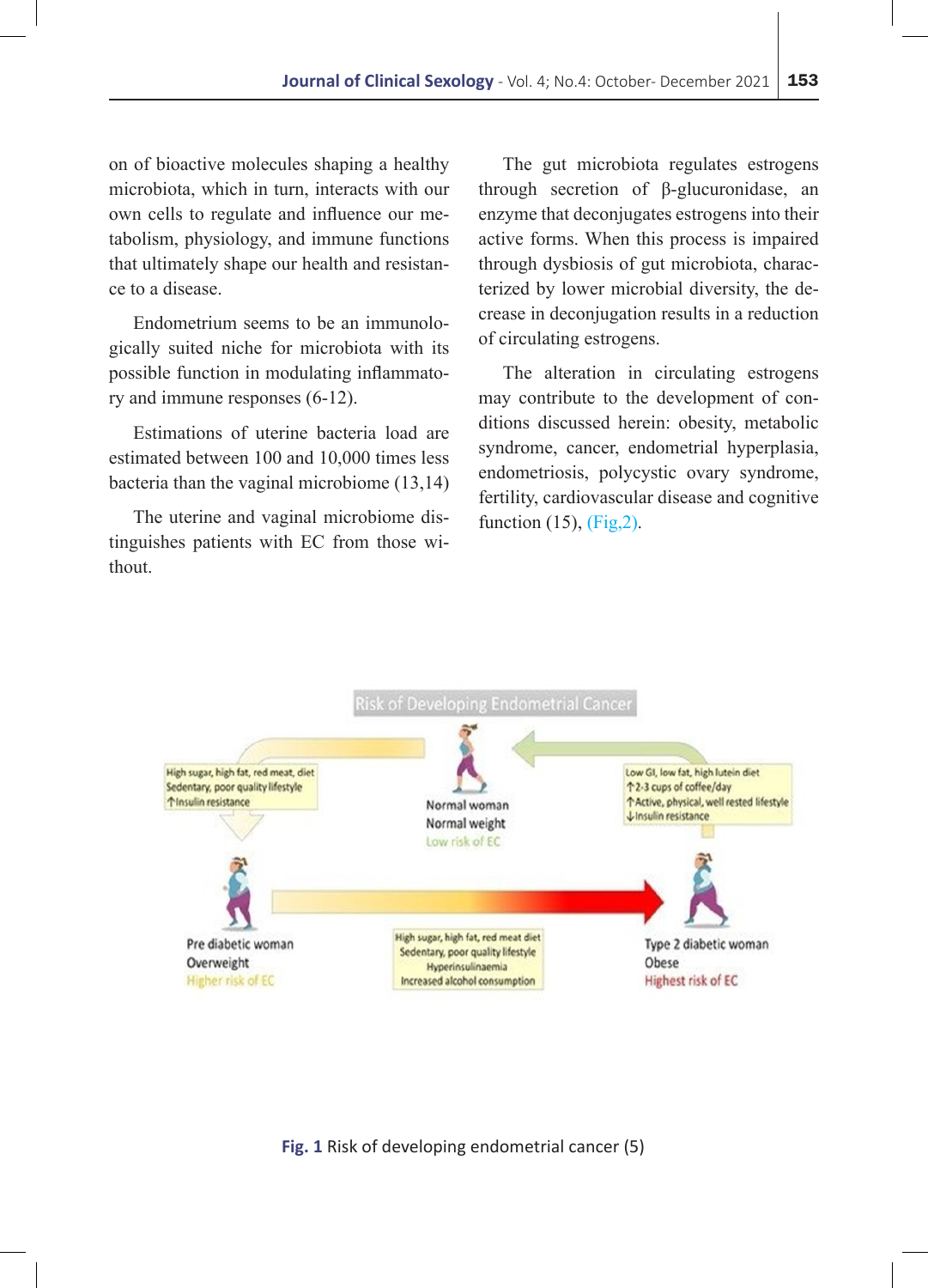on of bioactive molecules shaping a healthy microbiota, which in turn, interacts with our own cells to regulate and influence our metabolism, physiology, and immune functions that ultimately shape our health and resistance to a disease.

Endometrium seems to be an immunologically suited niche for microbiota with its possible function in modulating inflammatory and immune responses (6-12).

Estimations of uterine bacteria load are estimated between 100 and 10,000 times less bacteria than the vaginal microbiome (13,14)

The uterine and vaginal microbiome distinguishes patients with EC from those without.

The gut microbiota regulates estrogens through secretion of β-glucuronidase, an enzyme that deconjugates estrogens into their active forms. When this process is impaired through dysbiosis of gut microbiota, characterized by lower microbial diversity, the decrease in deconjugation results in a reduction of circulating estrogens.

The alteration in circulating estrogens may contribute to the development of conditions discussed herein: obesity, metabolic syndrome, cancer, endometrial hyperplasia, endometriosis, polycystic ovary syndrome, fertility, cardiovascular disease and cognitive function (15), (Fig,2).

Risk of Developing Endometrial Cancer

High sugar, high fat, red meat, diet
Sedentary, poor quality lifestyle
↑Insulin resistance

Normal woman
Normal weight
Low risk of EC

Low GI, low fat, high lutein diet
↑2-3 cups of coffee/day
↑Active, physical, well rested lifestyle
↓Insulin resistance

Pre diabetic woman
Overweight
Higher risk of EC

High sugar, high fat, red meat diet
Sedentary, poor quality lifestyle
Hyperinsulinaemia
Increased alcohol consumption

Type 2 diabetic woman
Obese
Highest risk of EC

**Fig. 1** Risk of developing endometrial cancer (5)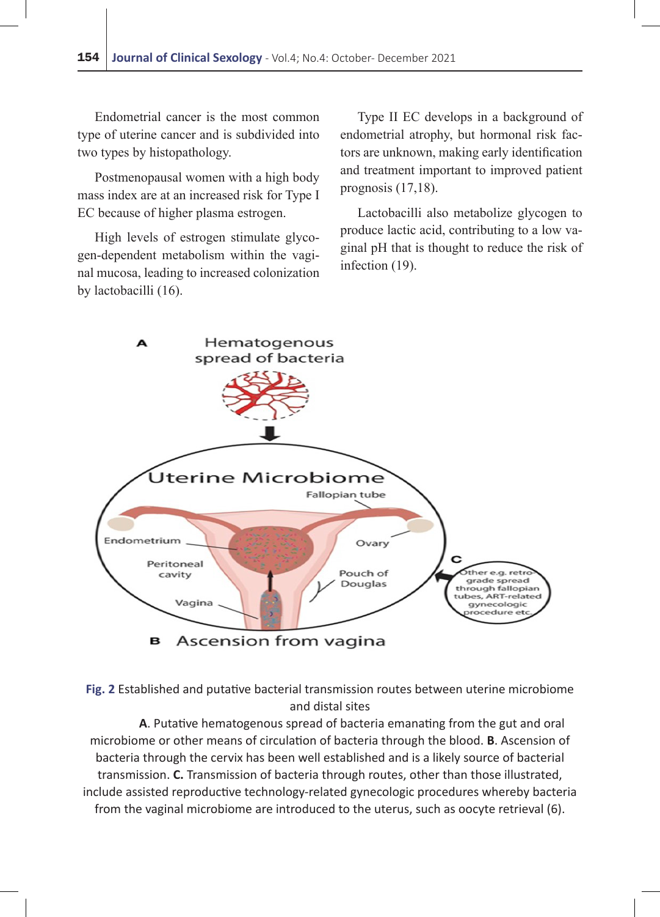Endometrial cancer is the most common type of uterine cancer and is subdivided into two types by histopathology.

Postmenopausal women with a high body mass index are at an increased risk for Type I EC because of higher plasma estrogen.

High levels of estrogen stimulate glycogen-dependent metabolism within the vaginal mucosa, leading to increased colonization by lactobacilli (16).

Type II EC develops in a background of endometrial atrophy, but hormonal risk factors are unknown, making early identification and treatment important to improved patient prognosis (17,18).

Lactobacilli also metabolize glycogen to produce lactic acid, contributing to a low vaginal pH that is thought to reduce the risk of infection (19).

**Fig. 2** Established and putative bacterial transmission routes between uterine microbiome and distal sites

**A**. Putative hematogenous spread of bacteria emanating from the gut and oral microbiome or other means of circulation of bacteria through the blood. **B**. Ascension of bacteria through the cervix has been well established and is a likely source of bacterial transmission. **C.** Transmission of bacteria through routes, other than those illustrated, include assisted reproductive technology-related gynecologic procedures whereby bacteria from the vaginal microbiome are introduced to the uterus, such as oocyte retrieval (6).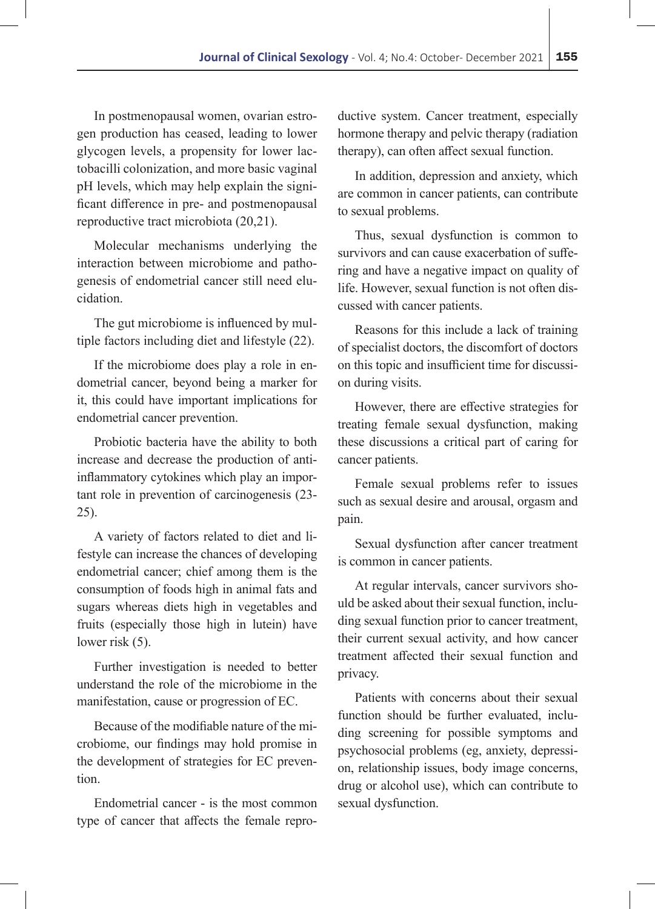In postmenopausal women, ovarian estrogen production has ceased, leading to lower glycogen levels, a propensity for lower lactobacilli colonization, and more basic vaginal pH levels, which may help explain the significant difference in pre- and postmenopausal reproductive tract microbiota (20,21).

Molecular mechanisms underlying the interaction between microbiome and pathogenesis of endometrial cancer still need elucidation.

The gut microbiome is influenced by multiple factors including diet and lifestyle (22).

If the microbiome does play a role in endometrial cancer, beyond being a marker for it, this could have important implications for endometrial cancer prevention.

Probiotic bacteria have the ability to both increase and decrease the production of anti-inflammatory cytokines which play an important role in prevention of carcinogenesis (23-25).

A variety of factors related to diet and lifestyle can increase the chances of developing endometrial cancer; chief among them is the consumption of foods high in animal fats and sugars whereas diets high in vegetables and fruits (especially those high in lutein) have lower risk (5).

Further investigation is needed to better understand the role of the microbiome in the manifestation, cause or progression of EC.

Because of the modifiable nature of the microbiome, our findings may hold promise in the development of strategies for EC prevention.

Endometrial cancer - is the most common type of cancer that affects the female reproductive system. Cancer treatment, especially hormone therapy and pelvic therapy (radiation therapy), can often affect sexual function.

In addition, depression and anxiety, which are common in cancer patients, can contribute to sexual problems.

Thus, sexual dysfunction is common to survivors and can cause exacerbation of suffering and have a negative impact on quality of life. However, sexual function is not often discussed with cancer patients.

Reasons for this include a lack of training of specialist doctors, the discomfort of doctors on this topic and insufficient time for discussion during visits.

However, there are effective strategies for treating female sexual dysfunction, making these discussions a critical part of caring for cancer patients.

Female sexual problems refer to issues such as sexual desire and arousal, orgasm and pain.

Sexual dysfunction after cancer treatment is common in cancer patients.

At regular intervals, cancer survivors should be asked about their sexual function, including sexual function prior to cancer treatment, their current sexual activity, and how cancer treatment affected their sexual function and privacy.

Patients with concerns about their sexual function should be further evaluated, including screening for possible symptoms and psychosocial problems (eg, anxiety, depression, relationship issues, body image concerns, drug or alcohol use), which can contribute to sexual dysfunction.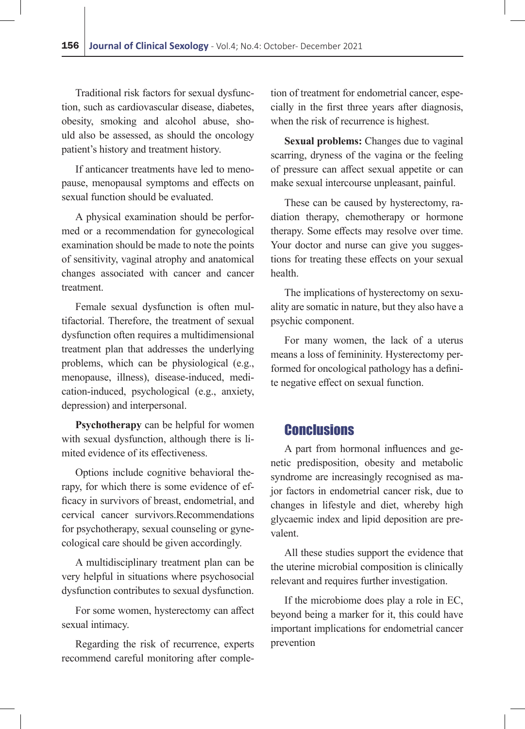Traditional risk factors for sexual dysfunction, such as cardiovascular disease, diabetes, obesity, smoking and alcohol abuse, should also be assessed, as should the oncology patient's history and treatment history.

If anticancer treatments have led to menopause, menopausal symptoms and effects on sexual function should be evaluated.

A physical examination should be performed or a recommendation for gynecological examination should be made to note the points of sensitivity, vaginal atrophy and anatomical changes associated with cancer and cancer treatment.

Female sexual dysfunction is often multifactorial. Therefore, the treatment of sexual dysfunction often requires a multidimensional treatment plan that addresses the underlying problems, which can be physiological (e.g., menopause, illness), disease-induced, medication-induced, psychological (e.g., anxiety, depression) and interpersonal.

**Psychotherapy** can be helpful for women with sexual dysfunction, although there is limited evidence of its effectiveness.

Options include cognitive behavioral therapy, for which there is some evidence of efficacy in survivors of breast, endometrial, and cervical cancer survivors.Recommendations for psychotherapy, sexual counseling or gynecological care should be given accordingly.

A multidisciplinary treatment plan can be very helpful in situations where psychosocial dysfunction contributes to sexual dysfunction.

For some women, hysterectomy can affect sexual intimacy.

Regarding the risk of recurrence, experts recommend careful monitoring after completion of treatment for endometrial cancer, especially in the first three years after diagnosis, when the risk of recurrence is highest.

**Sexual problems:** Changes due to vaginal scarring, dryness of the vagina or the feeling of pressure can affect sexual appetite or can make sexual intercourse unpleasant, painful.

These can be caused by hysterectomy, radiation therapy, chemotherapy or hormone therapy. Some effects may resolve over time. Your doctor and nurse can give you suggestions for treating these effects on your sexual health.

The implications of hysterectomy on sexuality are somatic in nature, but they also have a psychic component.

For many women, the lack of a uterus means a loss of femininity. Hysterectomy performed for oncological pathology has a definite negative effect on sexual function.

## Conclusions

A part from hormonal influences and genetic predisposition, obesity and metabolic syndrome are increasingly recognised as major factors in endometrial cancer risk, due to changes in lifestyle and diet, whereby high glycaemic index and lipid deposition are prevalent.

All these studies support the evidence that the uterine microbial composition is clinically relevant and requires further investigation.

If the microbiome does play a role in EC, beyond being a marker for it, this could have important implications for endometrial cancer prevention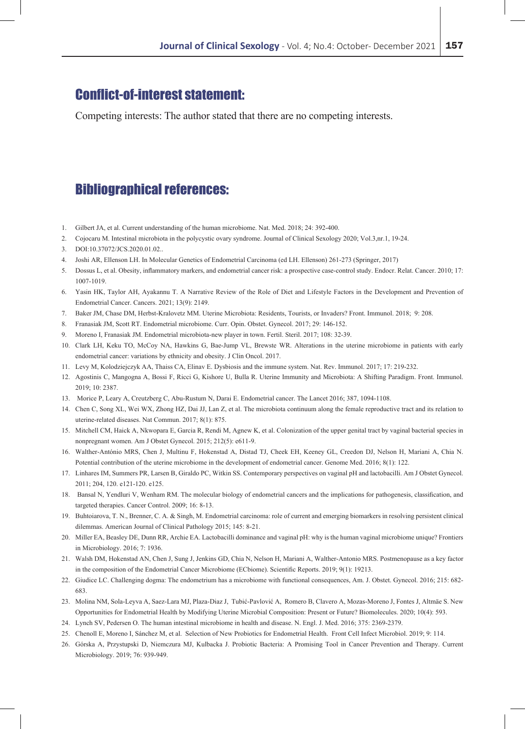## Conflict-of-interest statement:

Competing interests: The author stated that there are no competing interests.

## Bibliographical references:

1. Gilbert JA, et al. Current understanding of the human microbiome. Nat. Med. 2018; 24: 392-400.
2. Cojocaru M. Intestinal microbiota in the polycystic ovary syndrome. Journal of Clinical Sexology 2020; Vol.3,nr.1, 19-24.
3. DOI:10.37072/JCS.2020.01.02..
4. Joshi AR, Ellenson LH. In Molecular Genetics of Endometrial Carcinoma (ed LH. Ellenson) 261-273 (Springer, 2017)
5. Dossus L, et al. Obesity, inflammatory markers, and endometrial cancer risk: a prospective case-control study. Endocr. Relat. Cancer. 2010; 17: 1007-1019.
6. Yasin HK, Taylor AH, Ayakannu T. A Narrative Review of the Role of Diet and Lifestyle Factors in the Development and Prevention of Endometrial Cancer. Cancers. 2021; 13(9): 2149.
7. Baker JM, Chase DM, Herbst-Kralovetz MM. Uterine Microbiota: Residents, Tourists, or Invaders? Front. Immunol. 2018; 9: 208.
8. Franasiak JM, Scott RT. Endometrial microbiome. Curr. Opin. Obstet. Gynecol. 2017; 29: 146-152.
9. Moreno I, Franasiak JM. Endometrial microbiota-new player in town. Fertil. Steril. 2017; 108: 32-39.
10. Clark LH, Keku TO, McCoy NA, Hawkins G, Bae-Jump VL, Brewste WR. Alterations in the uterine microbiome in patients with early endometrial cancer: variations by ethnicity and obesity. J Clin Oncol. 2017.
11. Levy M, Kolodziejczyk AA, Thaiss CA, Elinav E. Dysbiosis and the immune system. Nat. Rev. Immunol. 2017; 17: 219-232.
12. Agostinis C, Mangogna A, Bossi F, Ricci G, Kishore U, Bulla R. Uterine Immunity and Microbiota: A Shifting Paradigm. Front. Immunol. 2019; 10: 2387.
13. Morice P, Leary A, Creutzberg C, Abu-Rustum N, Darai E. Endometrial cancer. The Lancet 2016; 387, 1094-1108.
14. Chen C, Song XL, Wei WX, Zhong HZ, Dai JJ, Lan Z, et al. The microbiota continuum along the female reproductive tract and its relation to uterine-related diseases. Nat Commun. 2017; 8(1): 875.
15. Mitchell CM, Haick A, Nkwopara E, Garcia R, Rendi M, Agnew K, et al. Colonization of the upper genital tract by vaginal bacterial species in nonpregnant women. Am J Obstet Gynecol. 2015; 212(5): e611-9.
16. Walther-António MRS, Chen J, Multinu F, Hokenstad A, Distad TJ, Cheek EH, Keeney GL, Creedon DJ, Nelson H, Mariani A, Chia N. Potential contribution of the uterine microbiome in the development of endometrial cancer. Genome Med. 2016; 8(1): 122.
17. Linhares IM, Summers PR, Larsen B, Giraldo PC, Witkin SS. Contemporary perspectives on vaginal pH and lactobacilli. Am J Obstet Gynecol. 2011; 204, 120. e121-120. e125.
18. Bansal N, Yendluri V, Wenham RM. The molecular biology of endometrial cancers and the implications for pathogenesis, classification, and targeted therapies. Cancer Control. 2009; 16: 8-13.
19. Buhtoiarova, T. N., Brenner, C. A. & Singh, M. Endometrial carcinoma: role of current and emerging biomarkers in resolving persistent clinical dilemmas. American Journal of Clinical Pathology 2015; 145: 8-21.
20. Miller EA, Beasley DE, Dunn RR, Archie EA. Lactobacilli dominance and vaginal pH: why is the human vaginal microbiome unique? Frontiers in Microbiology. 2016; 7: 1936.
21. Walsh DM, Hokenstad AN, Chen J, Sung J, Jenkins GD, Chia N, Nelson H, Mariani A, Walther-Antonio MRS. Postmenopause as a key factor in the composition of the Endometrial Cancer Microbiome (ECbiome). Scientific Reports. 2019; 9(1): 19213.
22. Giudice LC. Challenging dogma: The endometrium has a microbiome with functional consequences, Am. J. Obstet. Gynecol. 2016; 215: 682-683.
23. Molina NM, Sola-Leyva A, Saez-Lara MJ, Plaza-Diaz J, Tubić-Pavlović A, Romero B, Clavero A, Mozas-Moreno J, Fontes J, Altmäe S. New Opportunities for Endometrial Health by Modifying Uterine Microbial Composition: Present or Future? Biomolecules. 2020; 10(4): 593.
24. Lynch SV, Pedersen O. The human intestinal microbiome in health and disease. N. Engl. J. Med. 2016; 375: 2369-2379.
25. Chenoll E, Moreno I, Sánchez M, et al. Selection of New Probiotics for Endometrial Health. Front Cell Infect Microbiol. 2019; 9: 114.
26. Górska A, Przystupski D, Niemczura MJ, Kulbacka J. Probiotic Bacteria: A Promising Tool in Cancer Prevention and Therapy. Current Microbiology. 2019; 76: 939-949.